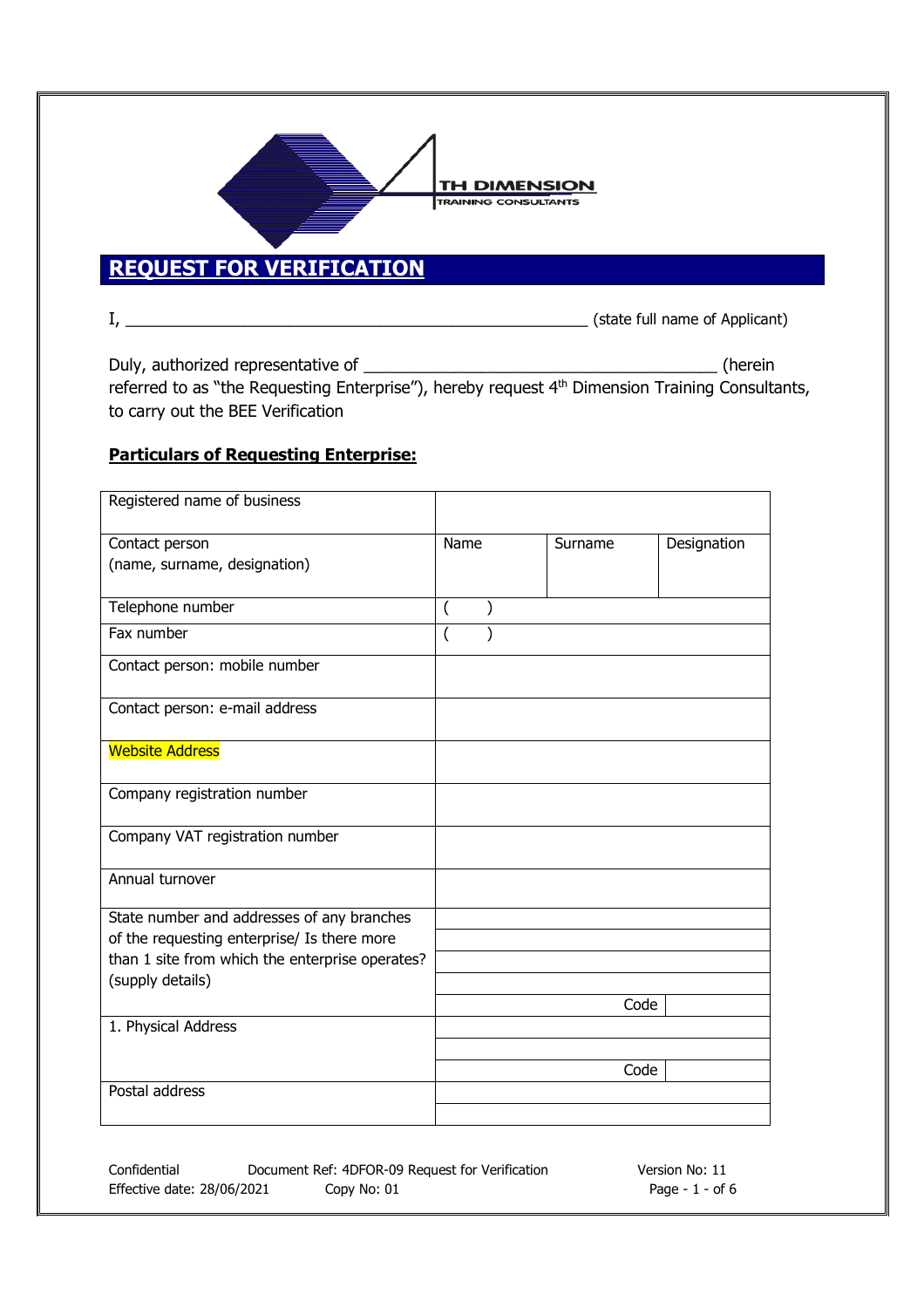TH DIMENSION
TRAINING CONSULTANTS

# REQUEST FOR VERIFICATION

I, \_\_\_\_\_\_\_\_\_\_\_\_\_\_\_\_\_\_\_\_\_\_\_\_\_\_\_\_\_\_\_\_\_\_\_\_\_\_\_\_\_\_\_\_\_\_\_\_\_\_\_\_ (state full name of Applicant)

Duly, authorized representative of \_\_\_\_\_\_\_\_\_\_\_\_\_\_\_\_\_\_\_\_\_\_\_\_\_\_\_\_\_\_\_\_\_\_\_\_\_\_\_ (herein referred to as "the Requesting Enterprise"), hereby request 4th Dimension Training Consultants, to carry out the BEE Verification

### Particulars of Requesting Enterprise:

| | | | | |
|---|---|---|---|---|
| Registered name of business | | | | |
| Contact person (name, surname, designation) | Name | Surname | Designation | |
| Telephone number | ( ) | | | |
| Fax number | ( ) | | | |
| Contact person: mobile number | | | | |
| Contact person: e-mail address | | | | |
| Website Address | | | | |
| Company registration number | | | | |
| Company VAT registration number | | | | |
| Annual turnover | | | | |
| State number and addresses of any branches of the requesting enterprise/ Is there more than 1 site from which the enterprise operates? (supply details) | | | | |
| | | | | |
| | | | | |
| | | | | |
| | | | Code | |
| 1. Physical Address | | | | |
| | | | | |
| | | | Code | |
| Postal address | | | | |
| | | | | |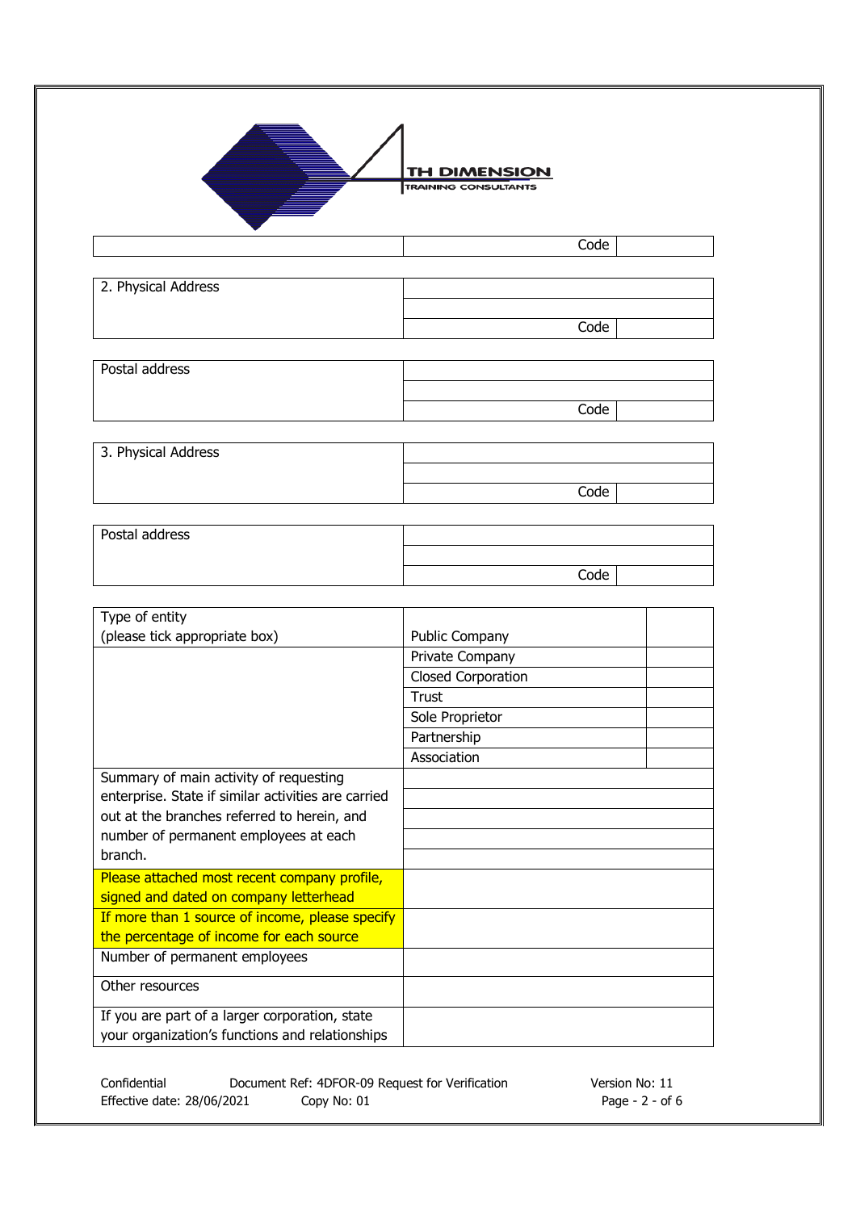| | Code | |
|---|---|---|

| 2. Physical Address | | |
|---|---|---|
| | | |
| | Code | |

| Postal address | | |
|---|---|---|
| | | |
| | Code | |

| 3. Physical Address | | |
|---|---|---|
| | | |
| | Code | |

| Postal address | | |
|---|---|---|
| | | |
| | Code | |

| Type of entity (please tick appropriate box) | Public Company | |
|---|---|---|
| | Private Company | |
| | Closed Corporation | |
| | Trust | |
| | Sole Proprietor | |
| | Partnership | |
| | Association | |
| Summary of main activity of requesting enterprise. State if similar activities are carried out at the branches referred to herein, and number of permanent employees at each branch. | | |
| Please attached most recent company profile, signed and dated on company letterhead | | |
| If more than 1 source of income, please specify the percentage of income for each source | | |
| Number of permanent employees | | |
| Other resources | | |
| If you are part of a larger corporation, state your organization's functions and relationships | | |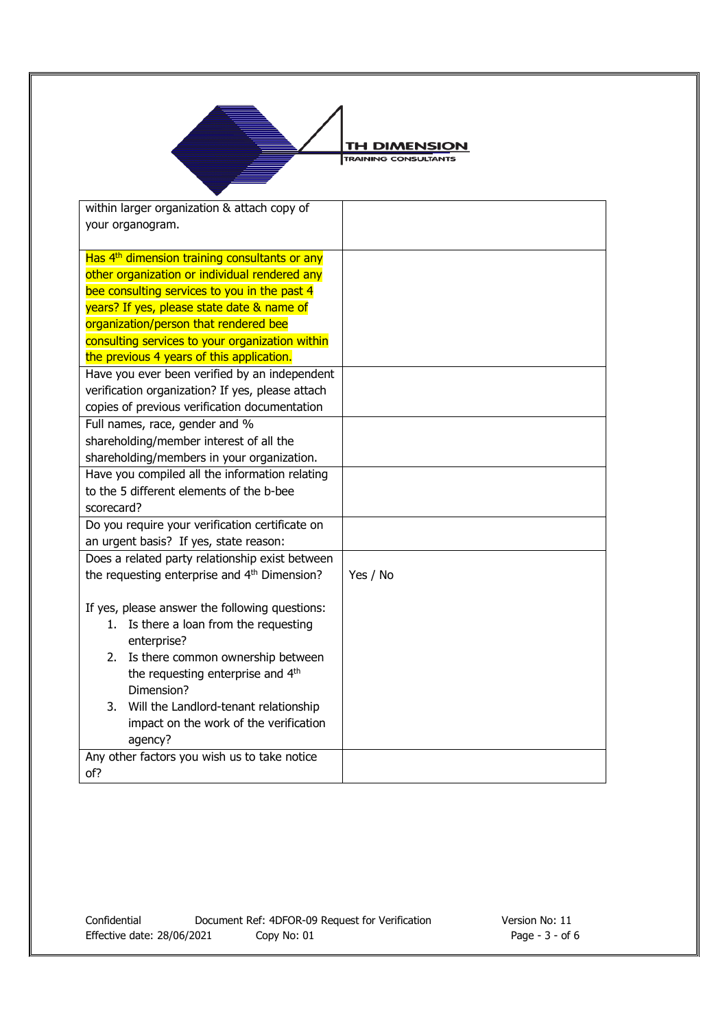| | |
|---|---|
| within larger organization & attach copy of your organogram. | |
| Has 4th dimension training consultants or any other organization or individual rendered any bee consulting services to you in the past 4 years? If yes, please state date & name of organization/person that rendered bee consulting services to your organization within the previous 4 years of this application. | |
| Have you ever been verified by an independent verification organization? If yes, please attach copies of previous verification documentation | |
| Full names, race, gender and % shareholding/member interest of all the shareholding/members in your organization. | |
| Have you compiled all the information relating to the 5 different elements of the b-bee scorecard? | |
| Do you require your verification certificate on an urgent basis? If yes, state reason: | |
| Does a related party relationship exist between the requesting enterprise and 4th Dimension?<br><br>If yes, please answer the following questions:<br>1. Is there a loan from the requesting enterprise?<br>2. Is there common ownership between the requesting enterprise and 4th Dimension?<br>3. Will the Landlord-tenant relationship impact on the work of the verification agency? | Yes / No |
| Any other factors you wish us to take notice of? | |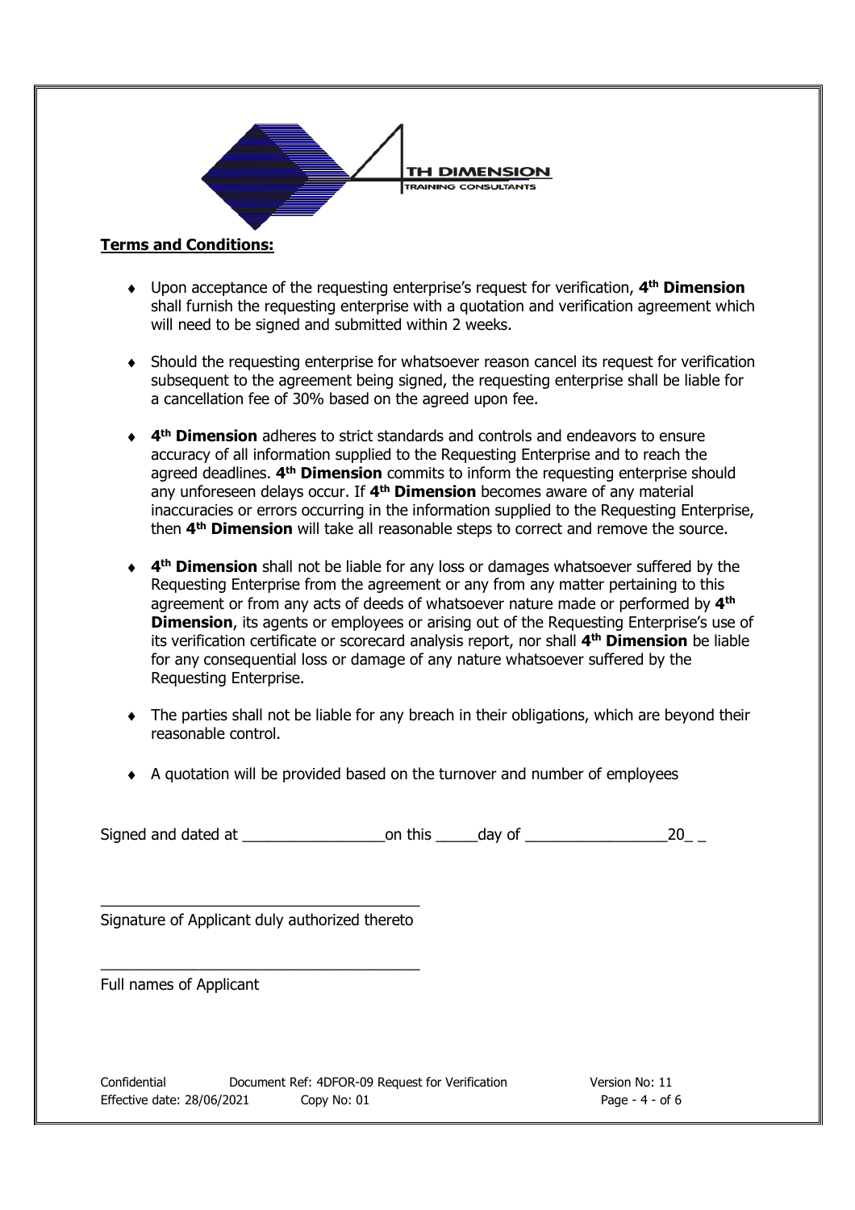**Terms and Conditions:**

- Upon acceptance of the requesting enterprise's request for verification, **4th Dimension** shall furnish the requesting enterprise with a quotation and verification agreement which will need to be signed and submitted within 2 weeks.
- Should the requesting enterprise for whatsoever reason cancel its request for verification subsequent to the agreement being signed, the requesting enterprise shall be liable for a cancellation fee of 30% based on the agreed upon fee.
- **4th Dimension** adheres to strict standards and controls and endeavors to ensure accuracy of all information supplied to the Requesting Enterprise and to reach the agreed deadlines. **4th Dimension** commits to inform the requesting enterprise should any unforeseen delays occur. If **4th Dimension** becomes aware of any material inaccuracies or errors occurring in the information supplied to the Requesting Enterprise, then **4th Dimension** will take all reasonable steps to correct and remove the source.
- **4th Dimension** shall not be liable for any loss or damages whatsoever suffered by the Requesting Enterprise from the agreement or any from any matter pertaining to this agreement or from any acts of deeds of whatsoever nature made or performed by **4th Dimension**, its agents or employees or arising out of the Requesting Enterprise's use of its verification certificate or scorecard analysis report, nor shall **4th Dimension** be liable for any consequential loss or damage of any nature whatsoever suffered by the Requesting Enterprise.
- The parties shall not be liable for any breach in their obligations, which are beyond their reasonable control.
- A quotation will be provided based on the turnover and number of employees

Signed and dated at _________________on this _____day of _________________20_ _

_______________________________________

Signature of Applicant duly authorized thereto

_______________________________________

Full names of Applicant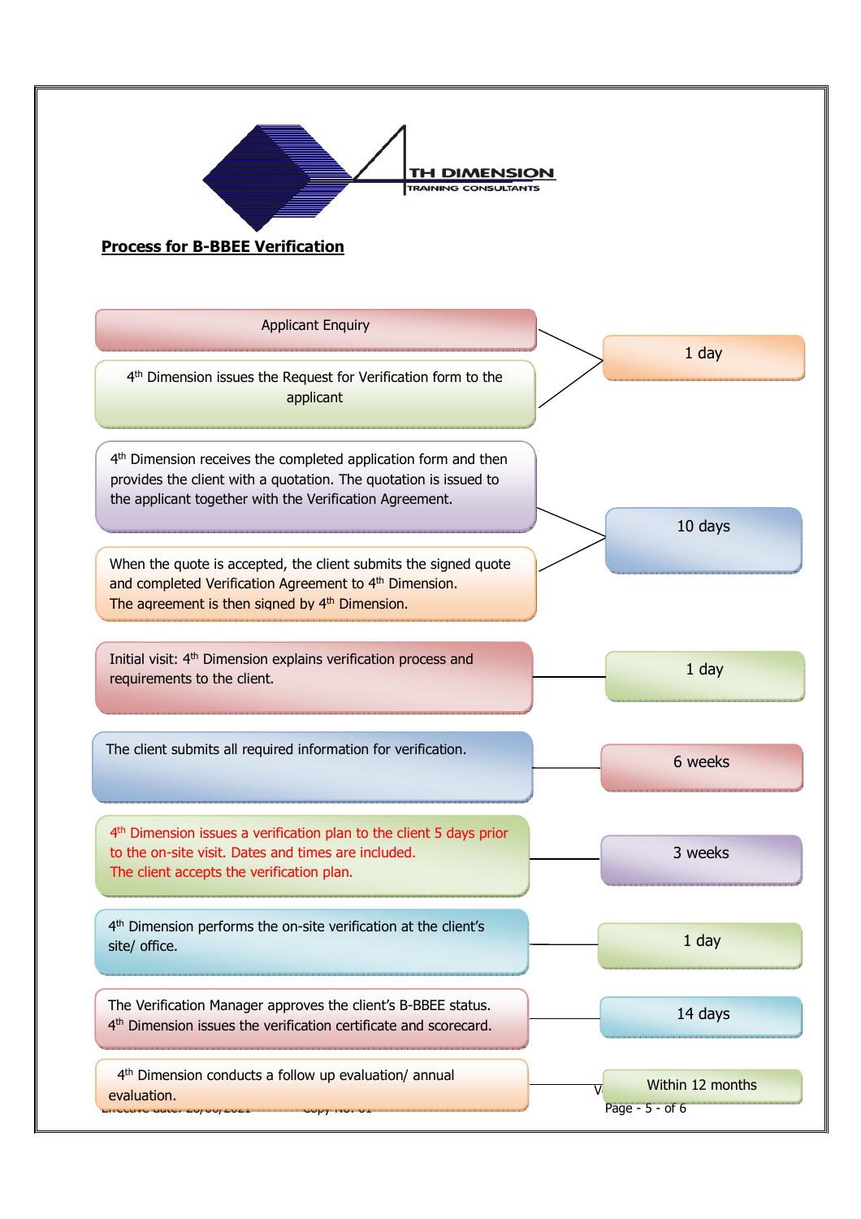4TH DIMENSION
TRAINING CONSULTANTS

**Process for B-BBEE Verification**

| Step | Timeframe |
|---|---|
| Applicant Enquiry | 1 day |
| 4th Dimension issues the Request for Verification form to the applicant | |
| 4th Dimension receives the completed application form and then provides the client with a quotation. The quotation is issued to the applicant together with the Verification Agreement. | 10 days |
| When the quote is accepted, the client submits the signed quote and completed Verification Agreement to 4th Dimension. The agreement is then signed by 4th Dimension. | |
| Initial visit: 4th Dimension explains verification process and requirements to the client. | 1 day |
| The client submits all required information for verification. | 6 weeks |
| 4th Dimension issues a verification plan to the client 5 days prior to the on-site visit. Dates and times are included. The client accepts the verification plan. | 3 weeks |
| 4th Dimension performs the on-site verification at the client's site/ office. | 1 day |
| The Verification Manager approves the client's B-BBEE status. 4th Dimension issues the verification certificate and scorecard. | 14 days |
| 4th Dimension conducts a follow up evaluation/ annual evaluation. | Within 12 months |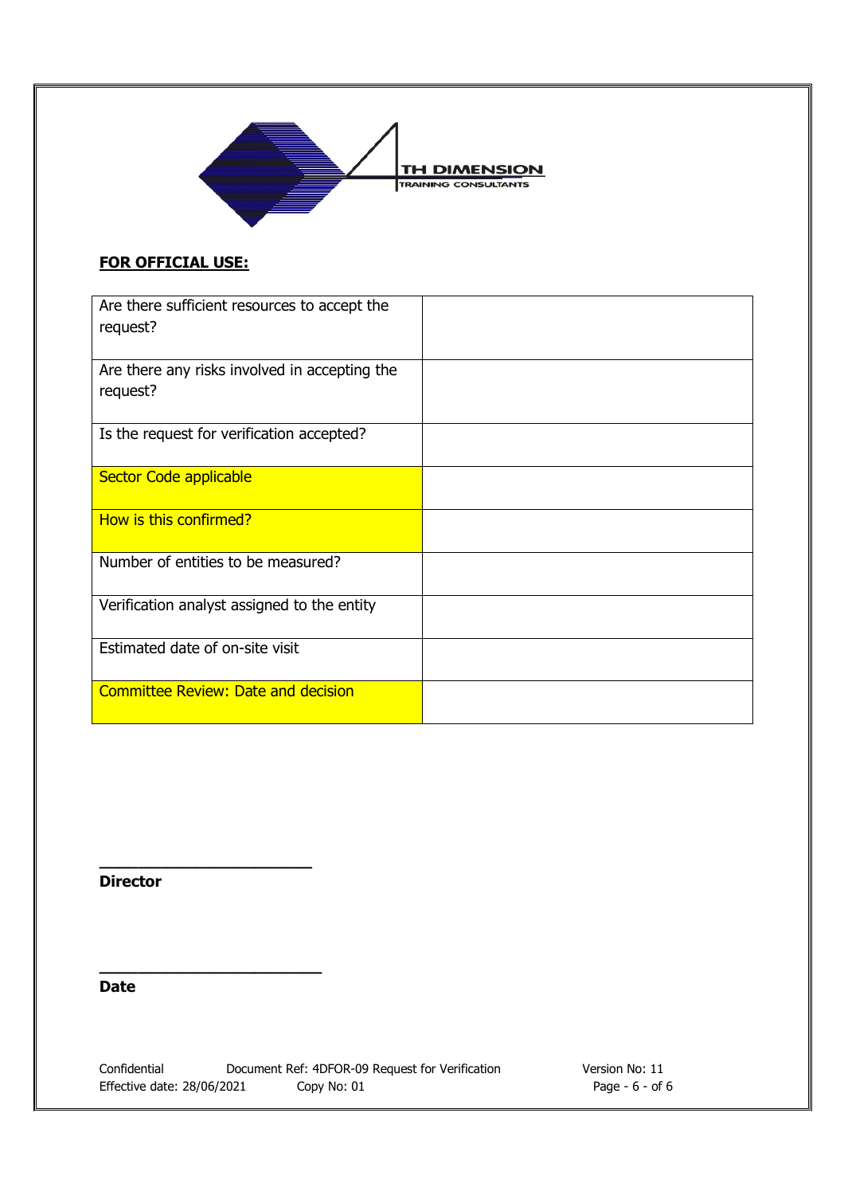**FOR OFFICIAL USE:**

| | |
|---|---|
| Are there sufficient resources to accept the request? | |
| Are there any risks involved in accepting the request? | |
| Is the request for verification accepted? | |
| Sector Code applicable | |
| How is this confirmed? | |
| Number of entities to be measured? | |
| Verification analyst assigned to the entity | |
| Estimated date of on-site visit | |
| Committee Review: Date and decision | |

________________________
**Director**

________________________
**Date**